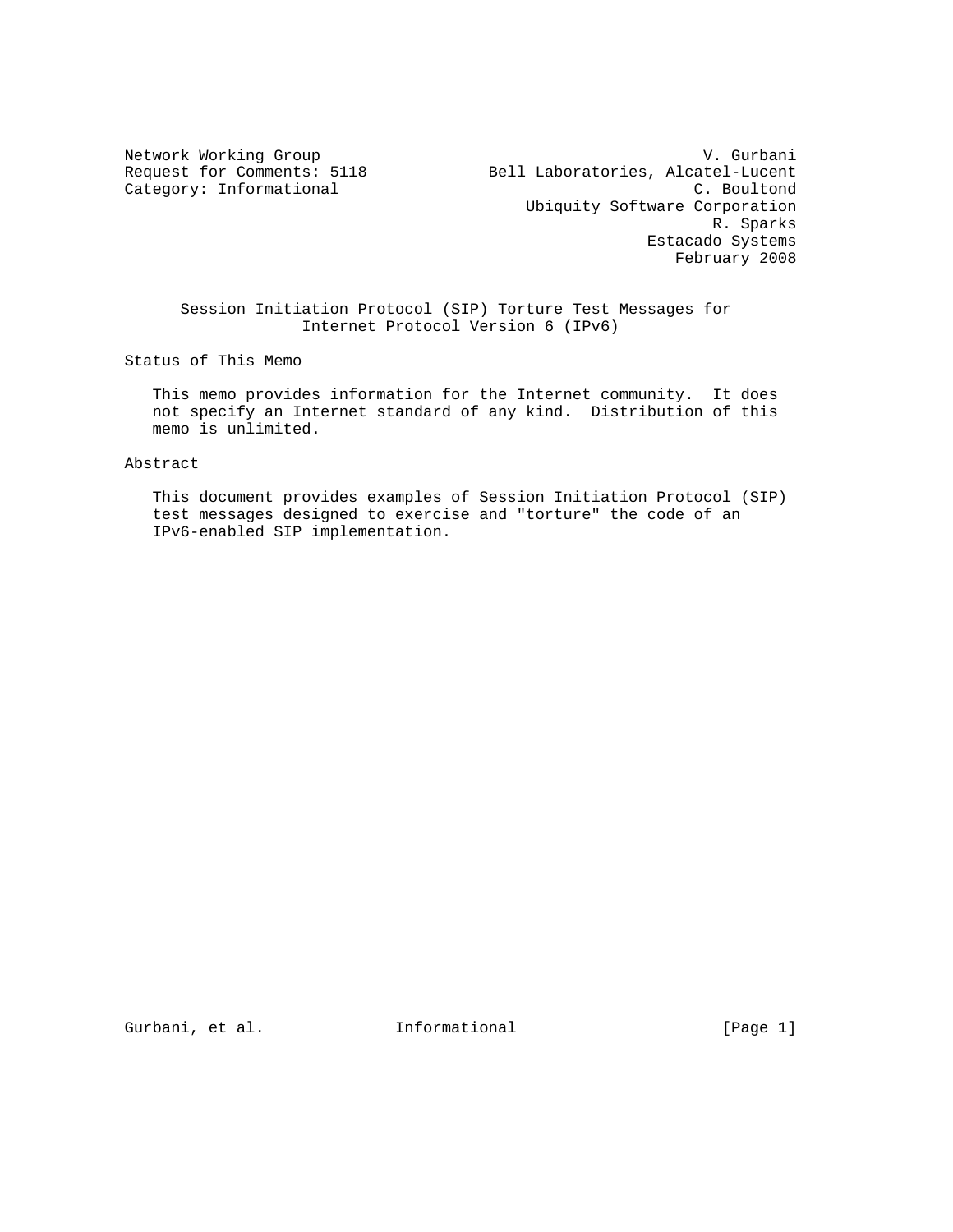Network Working Group                                         V. Gurbani
Request for Comments: 5118              Bell Laboratories, Alcatel-Lucent
Category: Informational                                       C. Boultond
                                            Ubiquity Software Corporation
                                                                R. Sparks
                                                         Estacado Systems
                                                            February 2008

# Session Initiation Protocol (SIP) Torture Test Messages for Internet Protocol Version 6 (IPv6)

## Status of This Memo

This memo provides information for the Internet community. It does not specify an Internet standard of any kind. Distribution of this memo is unlimited.

## Abstract

This document provides examples of Session Initiation Protocol (SIP) test messages designed to exercise and "torture" the code of an IPv6-enabled SIP implementation.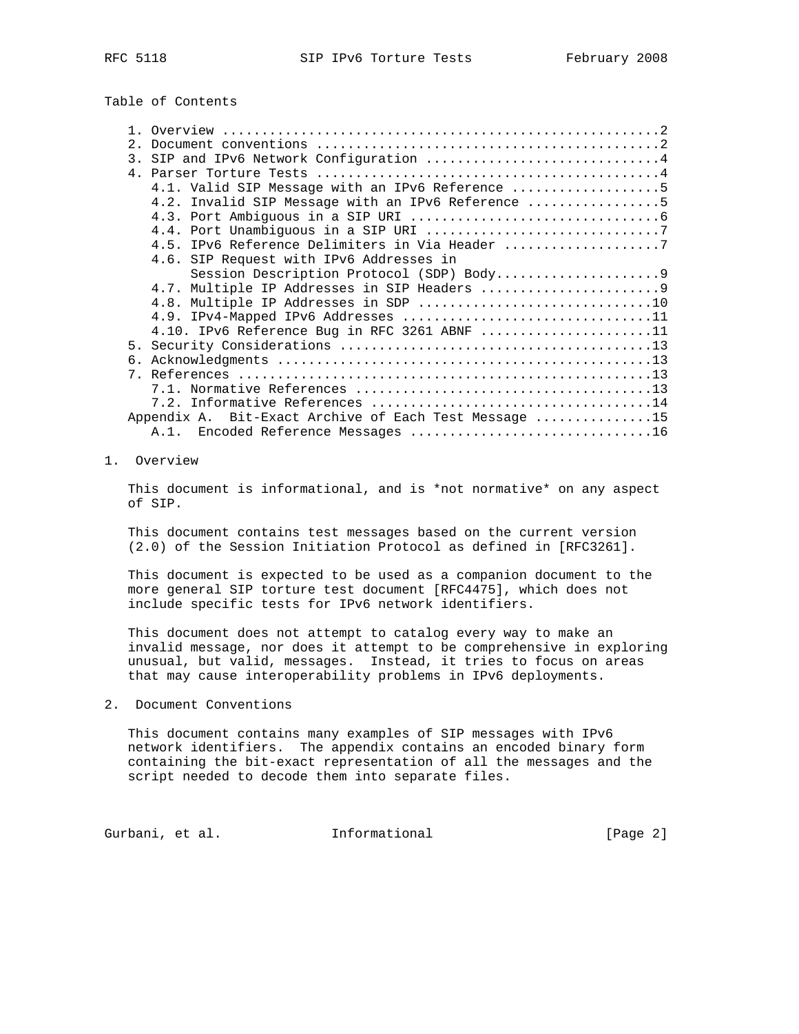Table of Contents

```
   1. Overview ........................................................2
   2. Document conventions ............................................2
   3. SIP and IPv6 Network Configuration ..............................4
   4. Parser Torture Tests ............................................4
      4.1. Valid SIP Message with an IPv6 Reference ...................5
      4.2. Invalid SIP Message with an IPv6 Reference .................5
      4.3. Port Ambiguous in a SIP URI ................................6
      4.4. Port Unambiguous in a SIP URI ..............................7
      4.5. IPv6 Reference Delimiters in Via Header ....................7
      4.6. SIP Request with IPv6 Addresses in
           Session Description Protocol (SDP) Body.....................9
      4.7. Multiple IP Addresses in SIP Headers .......................9
      4.8. Multiple IP Addresses in SDP ..............................10
      4.9. IPv4-Mapped IPv6 Addresses ................................11
      4.10. IPv6 Reference Bug in RFC 3261 ABNF ......................11
   5. Security Considerations ........................................13
   6. Acknowledgments ................................................13
   7. References .....................................................13
      7.1. Normative References ......................................13
      7.2. Informative References ....................................14
   Appendix A.  Bit-Exact Archive of Each Test Message ...............15
      A.1.  Encoded Reference Messages ...............................16
```

# 1. Overview

This document is informational, and is *not normative* on any aspect of SIP.

This document contains test messages based on the current version (2.0) of the Session Initiation Protocol as defined in [RFC3261].

This document is expected to be used as a companion document to the more general SIP torture test document [RFC4475], which does not include specific tests for IPv6 network identifiers.

This document does not attempt to catalog every way to make an invalid message, nor does it attempt to be comprehensive in exploring unusual, but valid, messages.  Instead, it tries to focus on areas that may cause interoperability problems in IPv6 deployments.

# 2. Document Conventions

This document contains many examples of SIP messages with IPv6 network identifiers.  The appendix contains an encoded binary form containing the bit-exact representation of all the messages and the script needed to decode them into separate files.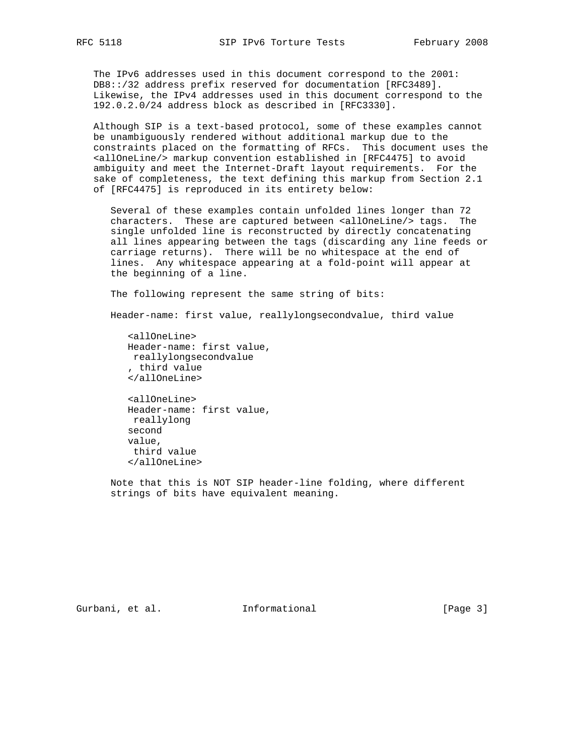The IPv6 addresses used in this document correspond to the 2001:DB8::/32 address prefix reserved for documentation [RFC3489]. Likewise, the IPv4 addresses used in this document correspond to the 192.0.2.0/24 address block as described in [RFC3330].

Although SIP is a text-based protocol, some of these examples cannot be unambiguously rendered without additional markup due to the constraints placed on the formatting of RFCs. This document uses the <allOneLine/> markup convention established in [RFC4475] to avoid ambiguity and meet the Internet-Draft layout requirements. For the sake of completeness, the text defining this markup from Section 2.1 of [RFC4475] is reproduced in its entirety below:

> Several of these examples contain unfolded lines longer than 72 characters. These are captured between <allOneLine/> tags. The single unfolded line is reconstructed by directly concatenating all lines appearing between the tags (discarding any line feeds or carriage returns). There will be no whitespace at the end of lines. Any whitespace appearing at a fold-point will appear at the beginning of a line.
>
> The following represent the same string of bits:
>
> Header-name: first value, reallylongsecondvalue, third value
>
> ```
> <allOneLine>
> Header-name: first value,
>  reallylongsecondvalue
> , third value
> </allOneLine>
>
> <allOneLine>
> Header-name: first value,
>  reallylong
> second
> value,
>  third value
> </allOneLine>
> ```
>
> Note that this is NOT SIP header-line folding, where different strings of bits have equivalent meaning.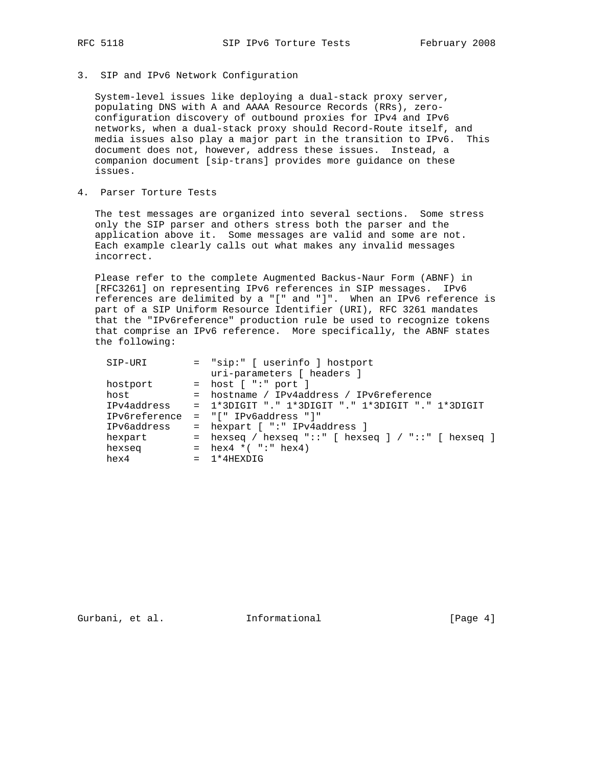## 3. SIP and IPv6 Network Configuration

System-level issues like deploying a dual-stack proxy server, populating DNS with A and AAAA Resource Records (RRs), zero-configuration discovery of outbound proxies for IPv4 and IPv6 networks, when a dual-stack proxy should Record-Route itself, and media issues also play a major part in the transition to IPv6. This document does not, however, address these issues. Instead, a companion document [sip-trans] provides more guidance on these issues.

## 4. Parser Torture Tests

The test messages are organized into several sections. Some stress only the SIP parser and others stress both the parser and the application above it. Some messages are valid and some are not. Each example clearly calls out what makes any invalid messages incorrect.

Please refer to the complete Augmented Backus-Naur Form (ABNF) in [RFC3261] on representing IPv6 references in SIP messages. IPv6 references are delimited by a "[" and "]". When an IPv6 reference is part of a SIP Uniform Resource Identifier (URI), RFC 3261 mandates that the "IPv6reference" production rule be used to recognize tokens that comprise an IPv6 reference. More specifically, the ABNF states the following:

```
SIP-URI        =  "sip:" [ userinfo ] hostport
                  uri-parameters [ headers ]
hostport       =  host [ ":" port ]
host           =  hostname / IPv4address / IPv6reference
IPv4address    =  1*3DIGIT "." 1*3DIGIT "." 1*3DIGIT "." 1*3DIGIT
IPv6reference  =  "[" IPv6address "]"
IPv6address    =  hexpart [ ":" IPv4address ]
hexpart        =  hexseq / hexseq "::" [ hexseq ] / "::" [ hexseq ]
hexseq         =  hex4 *( ":" hex4)
hex4           =  1*4HEXDIG
```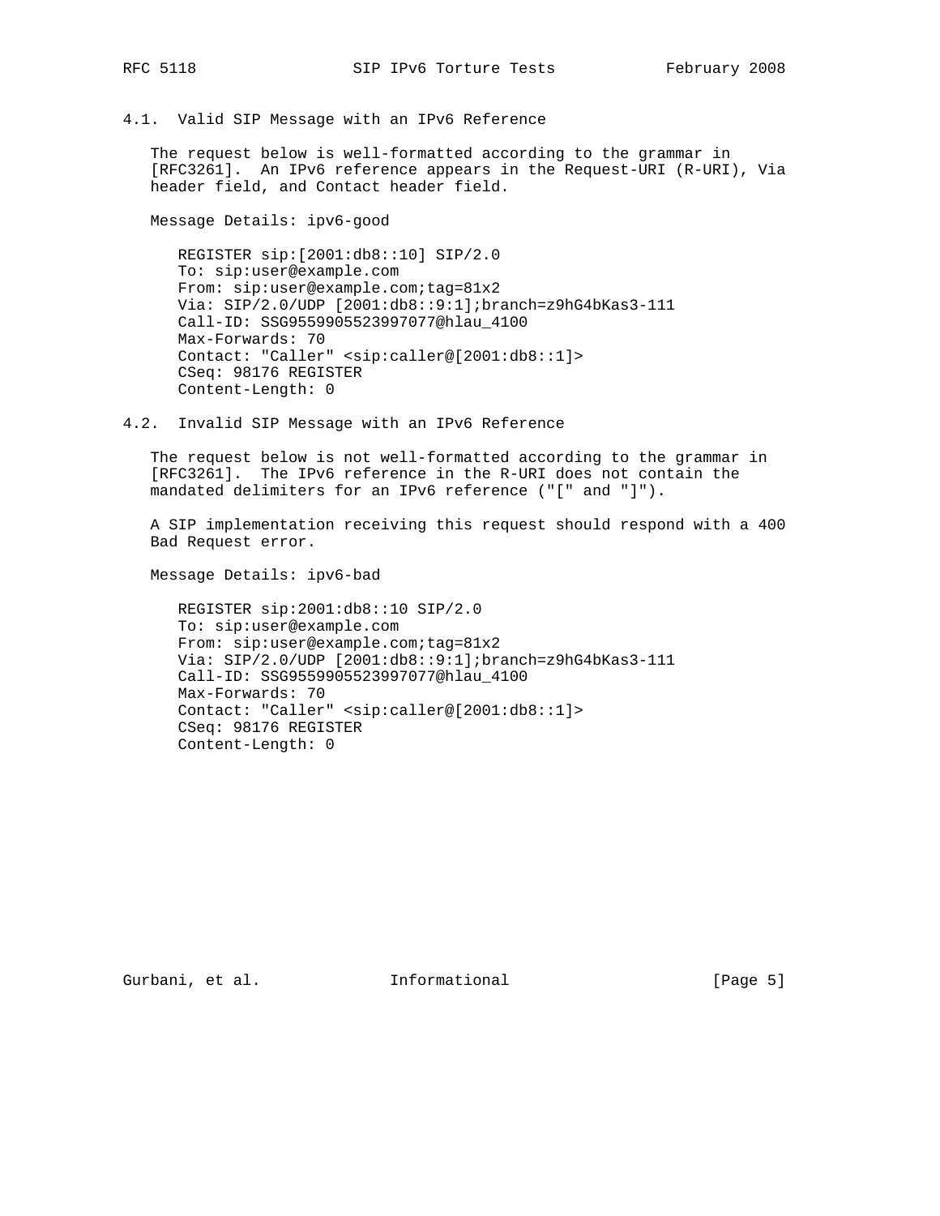### 4.1. Valid SIP Message with an IPv6 Reference

The request below is well-formatted according to the grammar in [RFC3261]. An IPv6 reference appears in the Request-URI (R-URI), Via header field, and Contact header field.

Message Details: ipv6-good

```
REGISTER sip:[2001:db8::10] SIP/2.0
To: sip:user@example.com
From: sip:user@example.com;tag=81x2
Via: SIP/2.0/UDP [2001:db8::9:1];branch=z9hG4bKas3-111
Call-ID: SSG9559905523997077@hlau_4100
Max-Forwards: 70
Contact: "Caller" <sip:caller@[2001:db8::1]>
CSeq: 98176 REGISTER
Content-Length: 0
```

### 4.2. Invalid SIP Message with an IPv6 Reference

The request below is not well-formatted according to the grammar in [RFC3261]. The IPv6 reference in the R-URI does not contain the mandated delimiters for an IPv6 reference ("[" and "]").

A SIP implementation receiving this request should respond with a 400 Bad Request error.

Message Details: ipv6-bad

```
REGISTER sip:2001:db8::10 SIP/2.0
To: sip:user@example.com
From: sip:user@example.com;tag=81x2
Via: SIP/2.0/UDP [2001:db8::9:1];branch=z9hG4bKas3-111
Call-ID: SSG9559905523997077@hlau_4100
Max-Forwards: 70
Contact: "Caller" <sip:caller@[2001:db8::1]>
CSeq: 98176 REGISTER
Content-Length: 0
```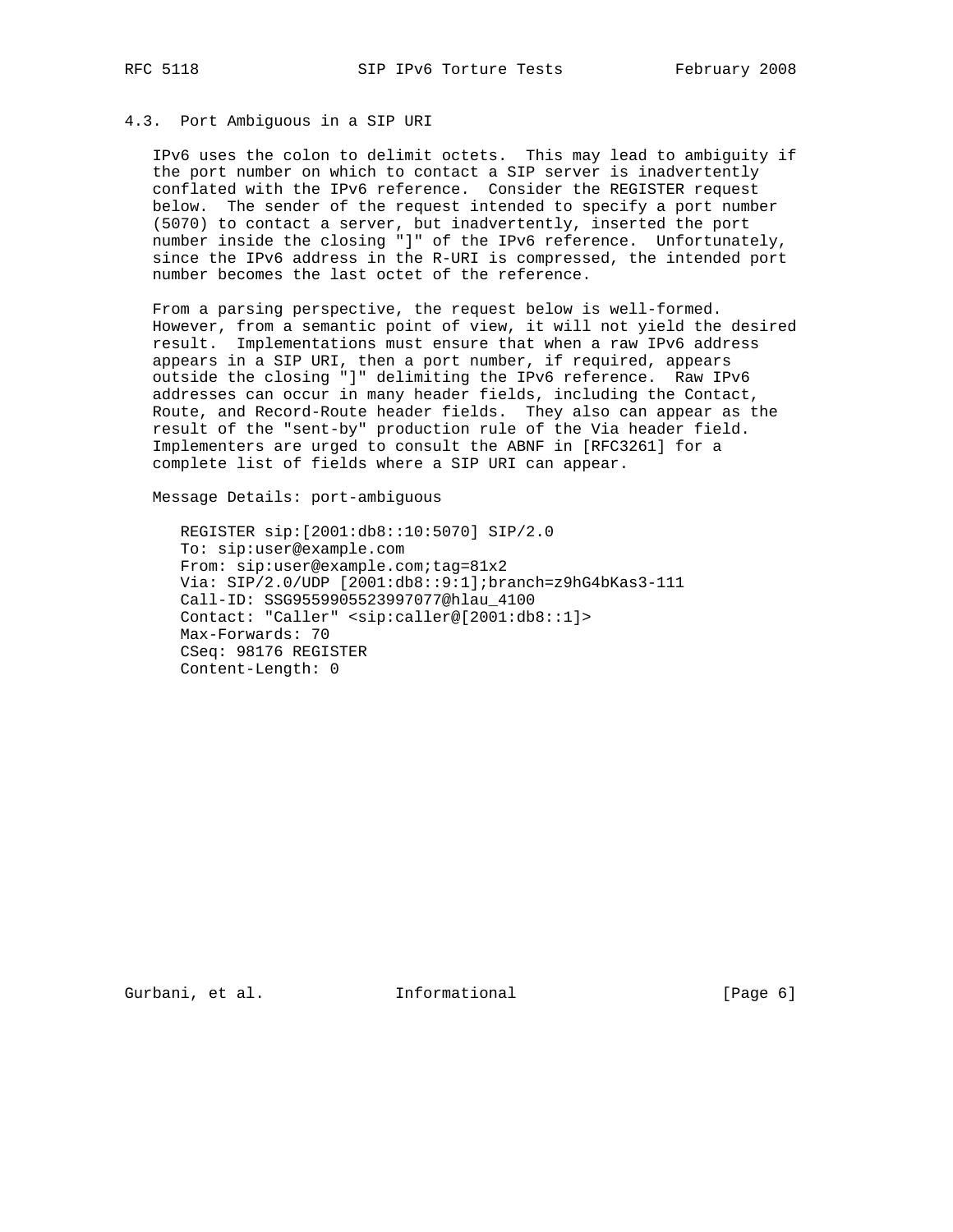## 4.3. Port Ambiguous in a SIP URI

IPv6 uses the colon to delimit octets. This may lead to ambiguity if the port number on which to contact a SIP server is inadvertently conflated with the IPv6 reference. Consider the REGISTER request below. The sender of the request intended to specify a port number (5070) to contact a server, but inadvertently, inserted the port number inside the closing "]" of the IPv6 reference. Unfortunately, since the IPv6 address in the R-URI is compressed, the intended port number becomes the last octet of the reference.

From a parsing perspective, the request below is well-formed. However, from a semantic point of view, it will not yield the desired result. Implementations must ensure that when a raw IPv6 address appears in a SIP URI, then a port number, if required, appears outside the closing "]" delimiting the IPv6 reference. Raw IPv6 addresses can occur in many header fields, including the Contact, Route, and Record-Route header fields. They also can appear as the result of the "sent-by" production rule of the Via header field. Implementers are urged to consult the ABNF in [RFC3261] for a complete list of fields where a SIP URI can appear.

Message Details: port-ambiguous

```
REGISTER sip:[2001:db8::10:5070] SIP/2.0
To: sip:user@example.com
From: sip:user@example.com;tag=81x2
Via: SIP/2.0/UDP [2001:db8::9:1];branch=z9hG4bKas3-111
Call-ID: SSG9559905523997077@hlau_4100
Contact: "Caller" <sip:caller@[2001:db8::1]>
Max-Forwards: 70
CSeq: 98176 REGISTER
Content-Length: 0
```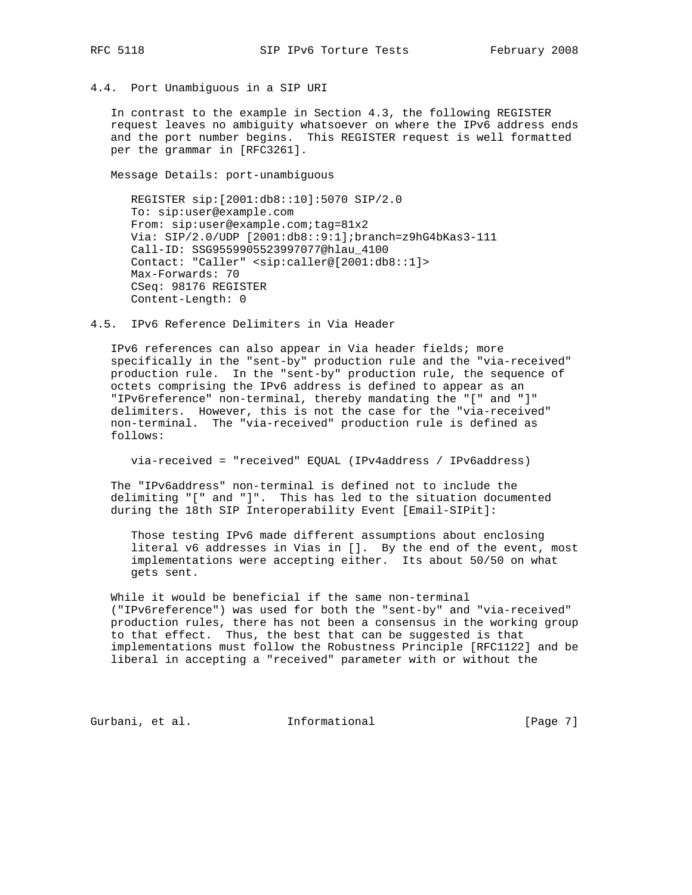### 4.4. Port Unambiguous in a SIP URI

In contrast to the example in Section 4.3, the following REGISTER request leaves no ambiguity whatsoever on where the IPv6 address ends and the port number begins. This REGISTER request is well formatted per the grammar in [RFC3261].

Message Details: port-unambiguous

```
REGISTER sip:[2001:db8::10]:5070 SIP/2.0
To: sip:user@example.com
From: sip:user@example.com;tag=81x2
Via: SIP/2.0/UDP [2001:db8::9:1];branch=z9hG4bKas3-111
Call-ID: SSG9559905523997077@hlau_4100
Contact: "Caller" <sip:caller@[2001:db8::1]>
Max-Forwards: 70
CSeq: 98176 REGISTER
Content-Length: 0
```

### 4.5. IPv6 Reference Delimiters in Via Header

IPv6 references can also appear in Via header fields; more specifically in the "sent-by" production rule and the "via-received" production rule. In the "sent-by" production rule, the sequence of octets comprising the IPv6 address is defined to appear as an "IPv6reference" non-terminal, thereby mandating the "[" and "]" delimiters. However, this is not the case for the "via-received" non-terminal. The "via-received" production rule is defined as follows:

```
via-received = "received" EQUAL (IPv4address / IPv6address)
```

The "IPv6address" non-terminal is defined not to include the delimiting "[" and "]". This has led to the situation documented during the 18th SIP Interoperability Event [Email-SIPit]:

> Those testing IPv6 made different assumptions about enclosing literal v6 addresses in Vias in []. By the end of the event, most implementations were accepting either. Its about 50/50 on what gets sent.

While it would be beneficial if the same non-terminal ("IPv6reference") was used for both the "sent-by" and "via-received" production rules, there has not been a consensus in the working group to that effect. Thus, the best that can be suggested is that implementations must follow the Robustness Principle [RFC1122] and be liberal in accepting a "received" parameter with or without the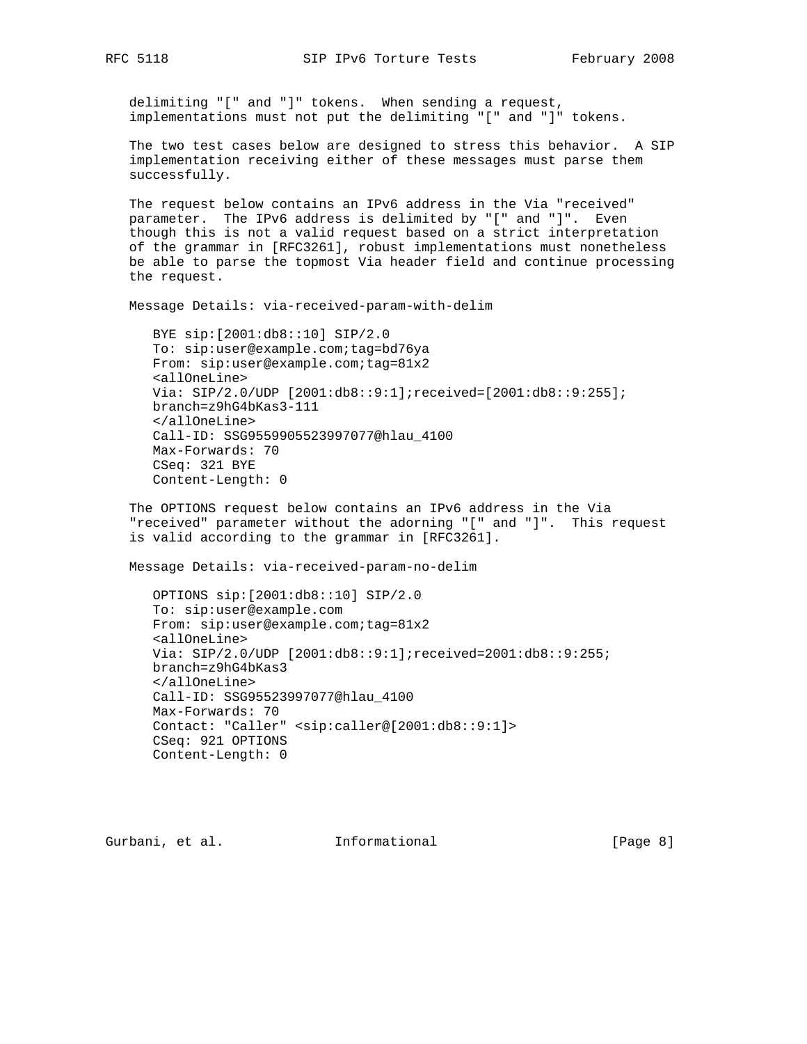delimiting "[" and "]" tokens. When sending a request, implementations must not put the delimiting "[" and "]" tokens.

The two test cases below are designed to stress this behavior. A SIP implementation receiving either of these messages must parse them successfully.

The request below contains an IPv6 address in the Via "received" parameter. The IPv6 address is delimited by "[" and "]". Even though this is not a valid request based on a strict interpretation of the grammar in [RFC3261], robust implementations must nonetheless be able to parse the topmost Via header field and continue processing the request.

Message Details: via-received-param-with-delim

```
BYE sip:[2001:db8::10] SIP/2.0
To: sip:user@example.com;tag=bd76ya
From: sip:user@example.com;tag=81x2
<allOneLine>
Via: SIP/2.0/UDP [2001:db8::9:1];received=[2001:db8::9:255];
branch=z9hG4bKas3-111
</allOneLine>
Call-ID: SSG9559905523997077@hlau_4100
Max-Forwards: 70
CSeq: 321 BYE
Content-Length: 0
```

The OPTIONS request below contains an IPv6 address in the Via "received" parameter without the adorning "[" and "]". This request is valid according to the grammar in [RFC3261].

Message Details: via-received-param-no-delim

```
OPTIONS sip:[2001:db8::10] SIP/2.0
To: sip:user@example.com
From: sip:user@example.com;tag=81x2
<allOneLine>
Via: SIP/2.0/UDP [2001:db8::9:1];received=2001:db8::9:255;
branch=z9hG4bKas3
</allOneLine>
Call-ID: SSG95523997077@hlau_4100
Max-Forwards: 70
Contact: "Caller" <sip:caller@[2001:db8::9:1]>
CSeq: 921 OPTIONS
Content-Length: 0
```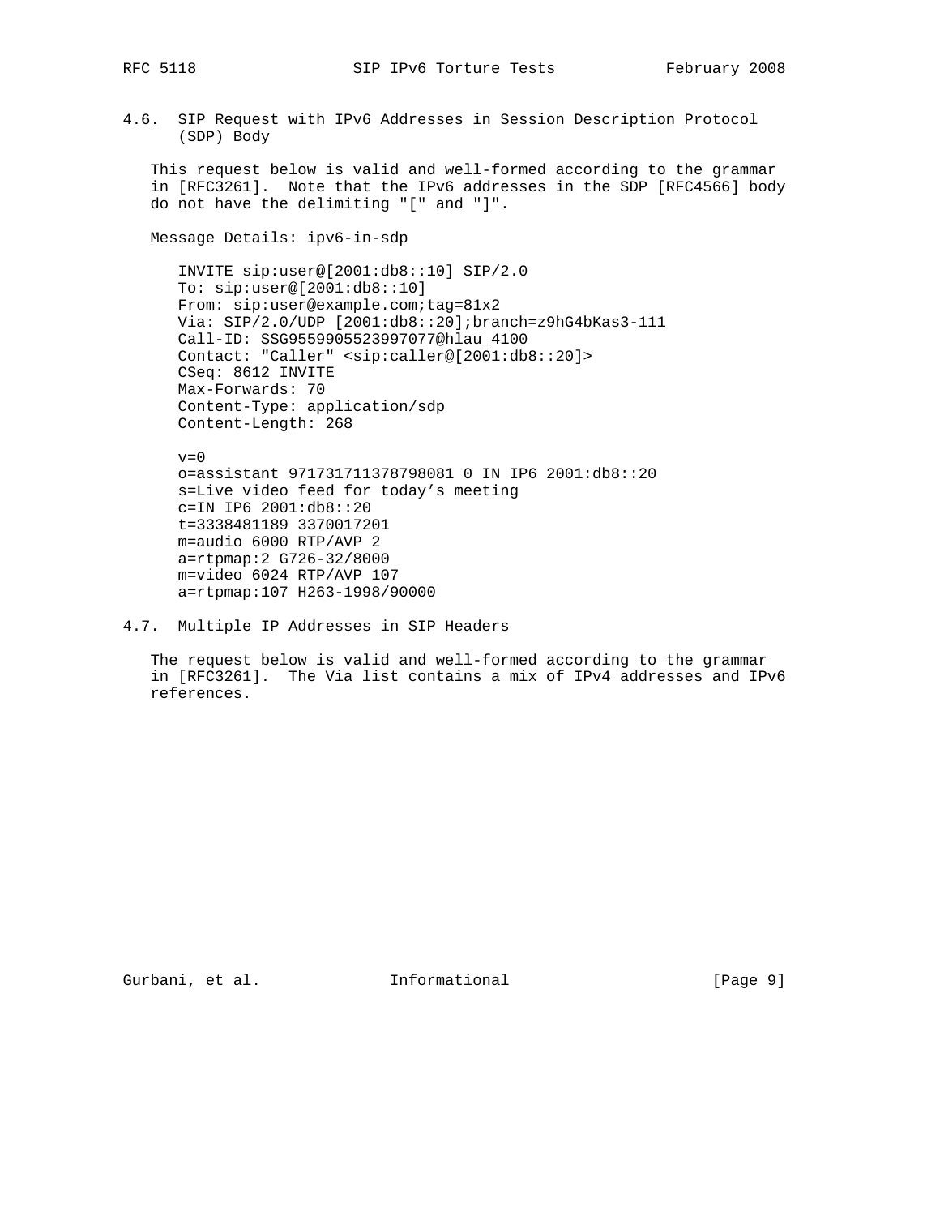## 4.6. SIP Request with IPv6 Addresses in Session Description Protocol (SDP) Body

This request below is valid and well-formed according to the grammar in [RFC3261]. Note that the IPv6 addresses in the SDP [RFC4566] body do not have the delimiting "[" and "]".

Message Details: ipv6-in-sdp

```
INVITE sip:user@[2001:db8::10] SIP/2.0
To: sip:user@[2001:db8::10]
From: sip:user@example.com;tag=81x2
Via: SIP/2.0/UDP [2001:db8::20];branch=z9hG4bKas3-111
Call-ID: SSG9559905523997077@hlau_4100
Contact: "Caller" <sip:caller@[2001:db8::20]>
CSeq: 8612 INVITE
Max-Forwards: 70
Content-Type: application/sdp
Content-Length: 268

v=0
o=assistant 971731711378798081 0 IN IP6 2001:db8::20
s=Live video feed for today's meeting
c=IN IP6 2001:db8::20
t=3338481189 3370017201
m=audio 6000 RTP/AVP 2
a=rtpmap:2 G726-32/8000
m=video 6024 RTP/AVP 107
a=rtpmap:107 H263-1998/90000
```

## 4.7. Multiple IP Addresses in SIP Headers

The request below is valid and well-formed according to the grammar in [RFC3261]. The Via list contains a mix of IPv4 addresses and IPv6 references.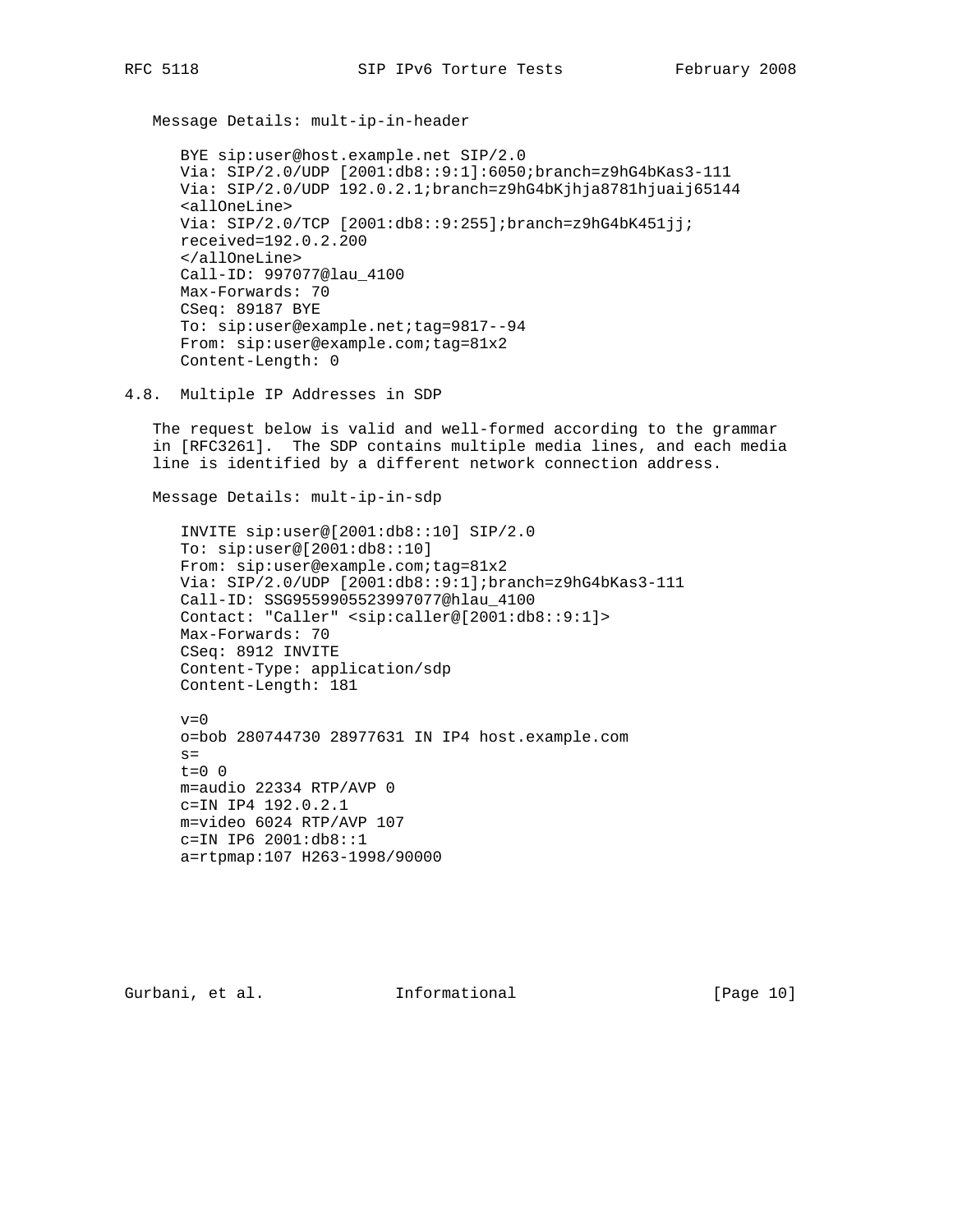Message Details: mult-ip-in-header

```
BYE sip:user@host.example.net SIP/2.0
Via: SIP/2.0/UDP [2001:db8::9:1]:6050;branch=z9hG4bKas3-111
Via: SIP/2.0/UDP 192.0.2.1;branch=z9hG4bKjhja8781hjuaij65144
<allOneLine>
Via: SIP/2.0/TCP [2001:db8::9:255];branch=z9hG4bK451jj;
received=192.0.2.200
</allOneLine>
Call-ID: 997077@lau_4100
Max-Forwards: 70
CSeq: 89187 BYE
To: sip:user@example.net;tag=9817--94
From: sip:user@example.com;tag=81x2
Content-Length: 0
```

## 4.8. Multiple IP Addresses in SDP

The request below is valid and well-formed according to the grammar in [RFC3261]. The SDP contains multiple media lines, and each media line is identified by a different network connection address.

Message Details: mult-ip-in-sdp

```
INVITE sip:user@[2001:db8::10] SIP/2.0
To: sip:user@[2001:db8::10]
From: sip:user@example.com;tag=81x2
Via: SIP/2.0/UDP [2001:db8::9:1];branch=z9hG4bKas3-111
Call-ID: SSG9559905523997077@hlau_4100
Contact: "Caller" <sip:caller@[2001:db8::9:1]>
Max-Forwards: 70
CSeq: 8912 INVITE
Content-Type: application/sdp
Content-Length: 181

v=0
o=bob 280744730 28977631 IN IP4 host.example.com
s=
t=0 0
m=audio 22334 RTP/AVP 0
c=IN IP4 192.0.2.1
m=video 6024 RTP/AVP 107
c=IN IP6 2001:db8::1
a=rtpmap:107 H263-1998/90000
```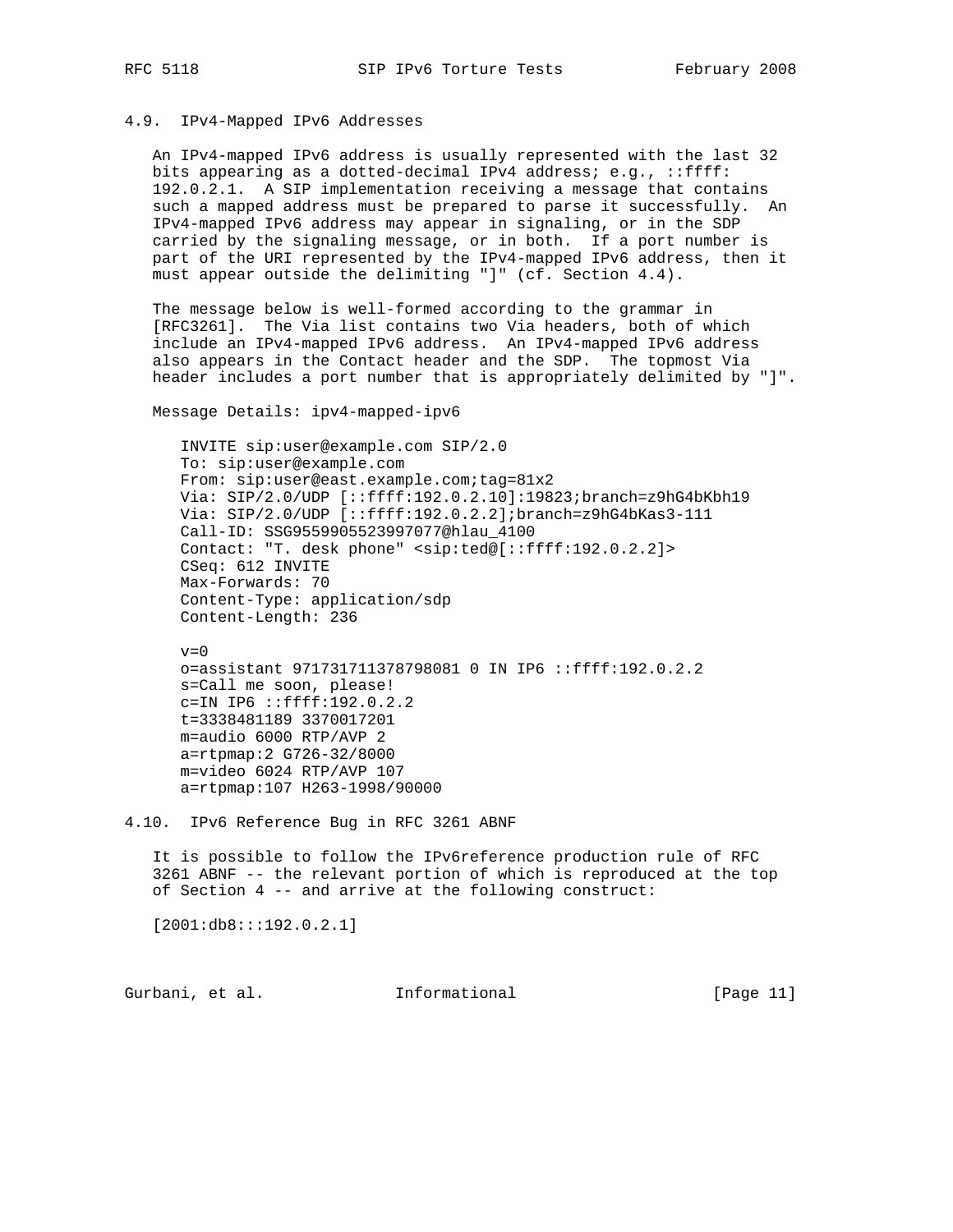## 4.9. IPv4-Mapped IPv6 Addresses

An IPv4-mapped IPv6 address is usually represented with the last 32 bits appearing as a dotted-decimal IPv4 address; e.g., ::ffff:192.0.2.1. A SIP implementation receiving a message that contains such a mapped address must be prepared to parse it successfully. An IPv4-mapped IPv6 address may appear in signaling, or in the SDP carried by the signaling message, or in both. If a port number is part of the URI represented by the IPv4-mapped IPv6 address, then it must appear outside the delimiting "]" (cf. Section 4.4).

The message below is well-formed according to the grammar in [RFC3261]. The Via list contains two Via headers, both of which include an IPv4-mapped IPv6 address. An IPv4-mapped IPv6 address also appears in the Contact header and the SDP. The topmost Via header includes a port number that is appropriately delimited by "]".

Message Details: ipv4-mapped-ipv6

```
INVITE sip:user@example.com SIP/2.0
To: sip:user@example.com
From: sip:user@east.example.com;tag=81x2
Via: SIP/2.0/UDP [::ffff:192.0.2.10]:19823;branch=z9hG4bKbh19
Via: SIP/2.0/UDP [::ffff:192.0.2.2];branch=z9hG4bKas3-111
Call-ID: SSG9559905523997077@hlau_4100
Contact: "T. desk phone" <sip:ted@[::ffff:192.0.2.2]>
CSeq: 612 INVITE
Max-Forwards: 70
Content-Type: application/sdp
Content-Length: 236

v=0
o=assistant 971731711378798081 0 IN IP6 ::ffff:192.0.2.2
s=Call me soon, please!
c=IN IP6 ::ffff:192.0.2.2
t=3338481189 3370017201
m=audio 6000 RTP/AVP 2
a=rtpmap:2 G726-32/8000
m=video 6024 RTP/AVP 107
a=rtpmap:107 H263-1998/90000
```

## 4.10. IPv6 Reference Bug in RFC 3261 ABNF

It is possible to follow the IPv6reference production rule of RFC 3261 ABNF -- the relevant portion of which is reproduced at the top of Section 4 -- and arrive at the following construct:

```
[2001:db8:::192.0.2.1]
```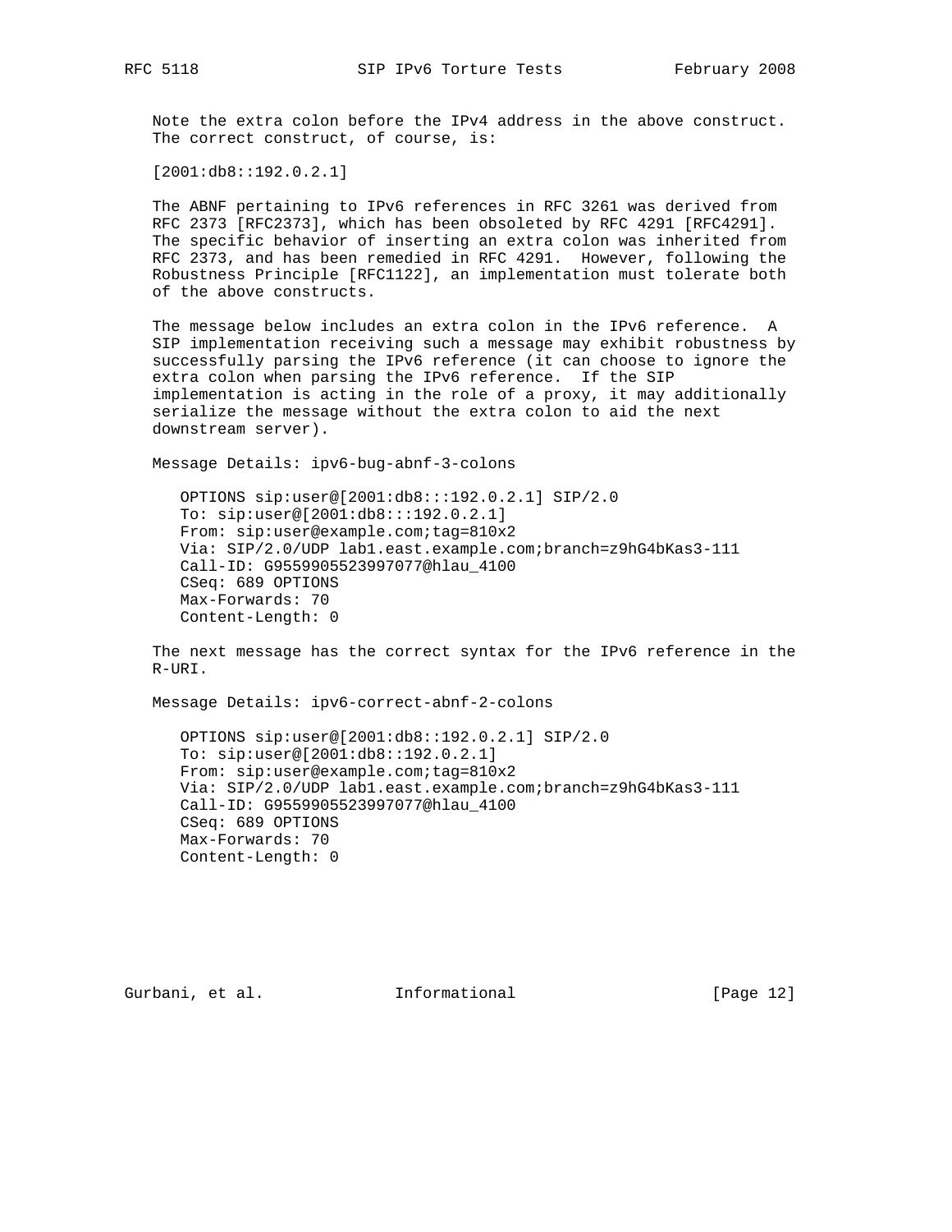Note the extra colon before the IPv4 address in the above construct. The correct construct, of course, is:

```
[2001:db8::192.0.2.1]
```

The ABNF pertaining to IPv6 references in RFC 3261 was derived from RFC 2373 [RFC2373], which has been obsoleted by RFC 4291 [RFC4291]. The specific behavior of inserting an extra colon was inherited from RFC 2373, and has been remedied in RFC 4291. However, following the Robustness Principle [RFC1122], an implementation must tolerate both of the above constructs.

The message below includes an extra colon in the IPv6 reference. A SIP implementation receiving such a message may exhibit robustness by successfully parsing the IPv6 reference (it can choose to ignore the extra colon when parsing the IPv6 reference. If the SIP implementation is acting in the role of a proxy, it may additionally serialize the message without the extra colon to aid the next downstream server).

Message Details: ipv6-bug-abnf-3-colons

```
OPTIONS sip:user@[2001:db8:::192.0.2.1] SIP/2.0
To: sip:user@[2001:db8:::192.0.2.1]
From: sip:user@example.com;tag=810x2
Via: SIP/2.0/UDP lab1.east.example.com;branch=z9hG4bKas3-111
Call-ID: G9559905523997077@hlau_4100
CSeq: 689 OPTIONS
Max-Forwards: 70
Content-Length: 0
```

The next message has the correct syntax for the IPv6 reference in the R-URI.

Message Details: ipv6-correct-abnf-2-colons

```
OPTIONS sip:user@[2001:db8::192.0.2.1] SIP/2.0
To: sip:user@[2001:db8::192.0.2.1]
From: sip:user@example.com;tag=810x2
Via: SIP/2.0/UDP lab1.east.example.com;branch=z9hG4bKas3-111
Call-ID: G9559905523997077@hlau_4100
CSeq: 689 OPTIONS
Max-Forwards: 70
Content-Length: 0
```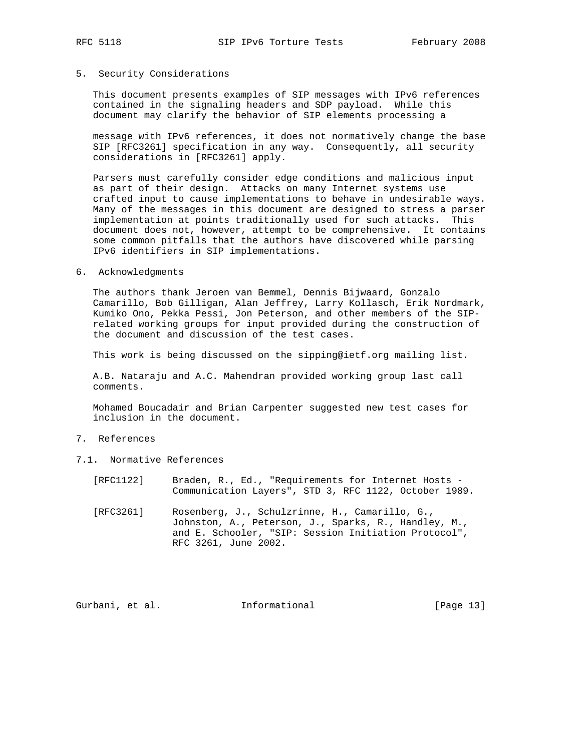## 5. Security Considerations

This document presents examples of SIP messages with IPv6 references contained in the signaling headers and SDP payload. While this document may clarify the behavior of SIP elements processing a message with IPv6 references, it does not normatively change the base SIP [RFC3261] specification in any way. Consequently, all security considerations in [RFC3261] apply.

Parsers must carefully consider edge conditions and malicious input as part of their design. Attacks on many Internet systems use crafted input to cause implementations to behave in undesirable ways. Many of the messages in this document are designed to stress a parser implementation at points traditionally used for such attacks. This document does not, however, attempt to be comprehensive. It contains some common pitfalls that the authors have discovered while parsing IPv6 identifiers in SIP implementations.

## 6. Acknowledgments

The authors thank Jeroen van Bemmel, Dennis Bijwaard, Gonzalo Camarillo, Bob Gilligan, Alan Jeffrey, Larry Kollasch, Erik Nordmark, Kumiko Ono, Pekka Pessi, Jon Peterson, and other members of the SIP-related working groups for input provided during the construction of the document and discussion of the test cases.

This work is being discussed on the sipping@ietf.org mailing list.

A.B. Nataraju and A.C. Mahendran provided working group last call comments.

Mohamed Boucadair and Brian Carpenter suggested new test cases for inclusion in the document.

## 7. References

### 7.1. Normative References

[RFC1122] Braden, R., Ed., "Requirements for Internet Hosts - Communication Layers", STD 3, RFC 1122, October 1989.

[RFC3261] Rosenberg, J., Schulzrinne, H., Camarillo, G., Johnston, A., Peterson, J., Sparks, R., Handley, M., and E. Schooler, "SIP: Session Initiation Protocol", RFC 3261, June 2002.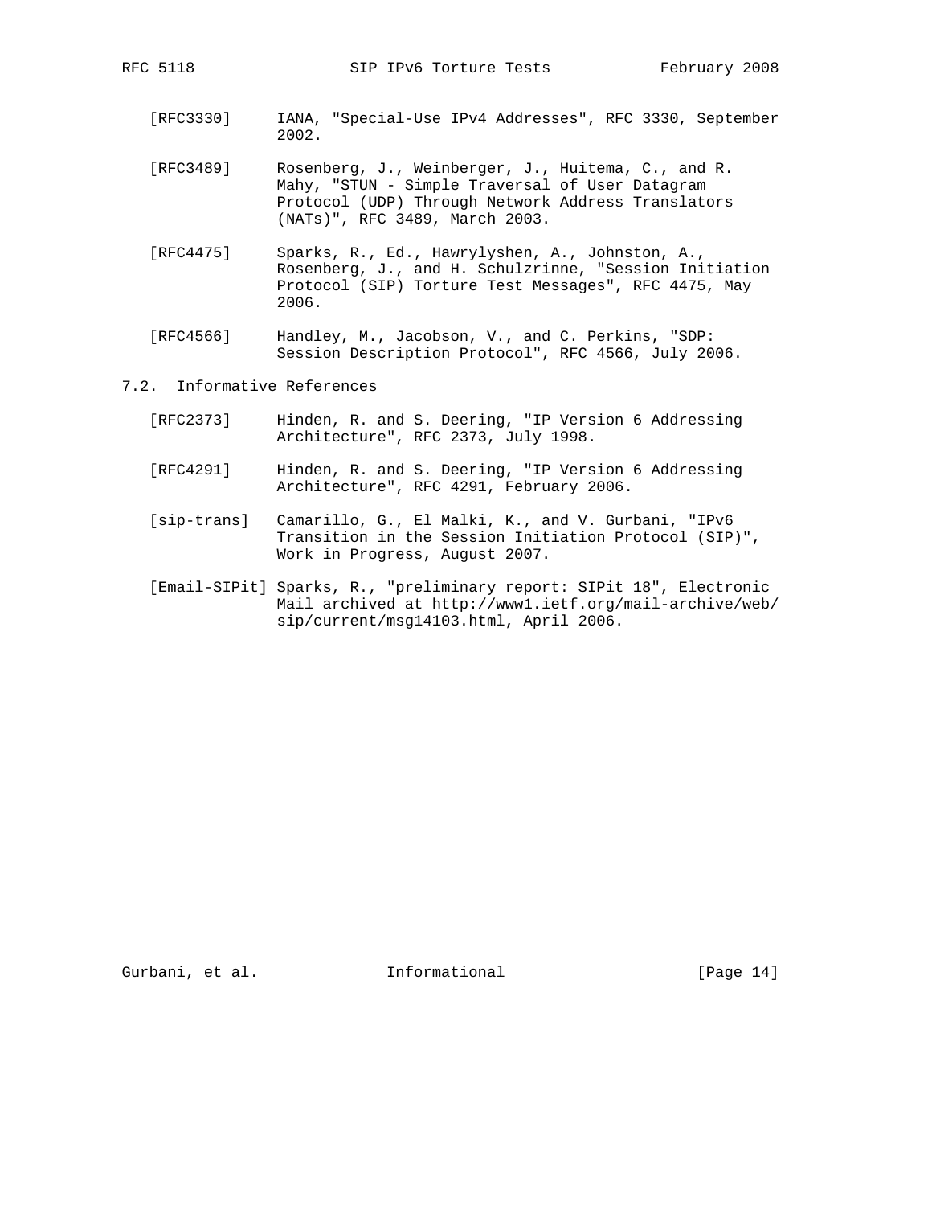[RFC3330] IANA, "Special-Use IPv4 Addresses", RFC 3330, September 2002.

[RFC3489] Rosenberg, J., Weinberger, J., Huitema, C., and R. Mahy, "STUN - Simple Traversal of User Datagram Protocol (UDP) Through Network Address Translators (NATs)", RFC 3489, March 2003.

[RFC4475] Sparks, R., Ed., Hawrylyshen, A., Johnston, A., Rosenberg, J., and H. Schulzrinne, "Session Initiation Protocol (SIP) Torture Test Messages", RFC 4475, May 2006.

[RFC4566] Handley, M., Jacobson, V., and C. Perkins, "SDP: Session Description Protocol", RFC 4566, July 2006.

### 7.2. Informative References

[RFC2373] Hinden, R. and S. Deering, "IP Version 6 Addressing Architecture", RFC 2373, July 1998.

[RFC4291] Hinden, R. and S. Deering, "IP Version 6 Addressing Architecture", RFC 4291, February 2006.

[sip-trans] Camarillo, G., El Malki, K., and V. Gurbani, "IPv6 Transition in the Session Initiation Protocol (SIP)", Work in Progress, August 2007.

[Email-SIPit] Sparks, R., "preliminary report: SIPit 18", Electronic Mail archived at http://www1.ietf.org/mail-archive/web/sip/current/msg14103.html, April 2006.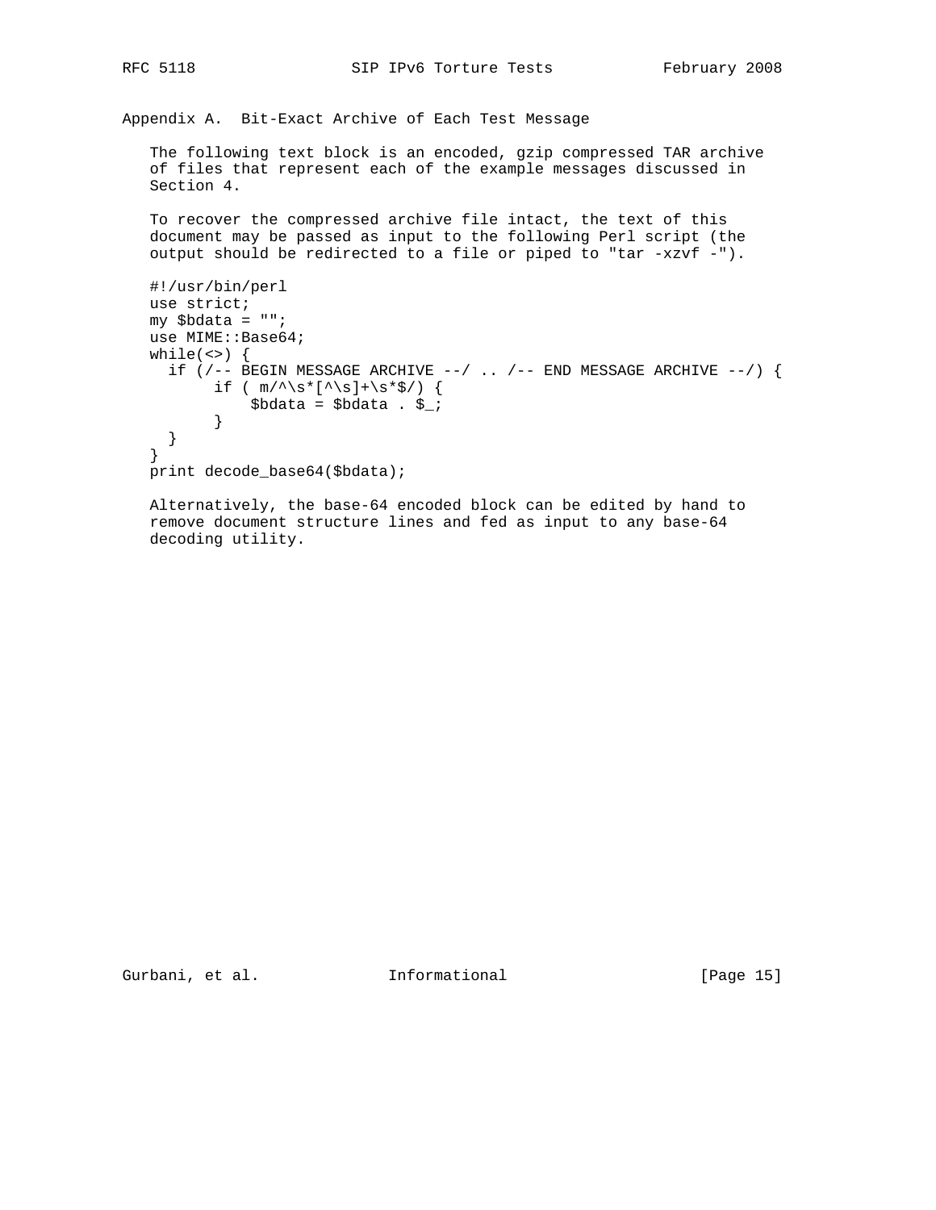## Appendix A. Bit-Exact Archive of Each Test Message

The following text block is an encoded, gzip compressed TAR archive of files that represent each of the example messages discussed in Section 4.

To recover the compressed archive file intact, the text of this document may be passed as input to the following Perl script (the output should be redirected to a file or piped to "tar -xzvf -").

```
#!/usr/bin/perl
use strict;
my $bdata = "";
use MIME::Base64;
while(<>) {
  if (/-- BEGIN MESSAGE ARCHIVE --/ .. /-- END MESSAGE ARCHIVE --/) {
       if ( m/^\s*[^\s]+\s*$/) {
           $bdata = $bdata . $_;
       }
  }
}
print decode_base64($bdata);
```

Alternatively, the base-64 encoded block can be edited by hand to remove document structure lines and fed as input to any base-64 decoding utility.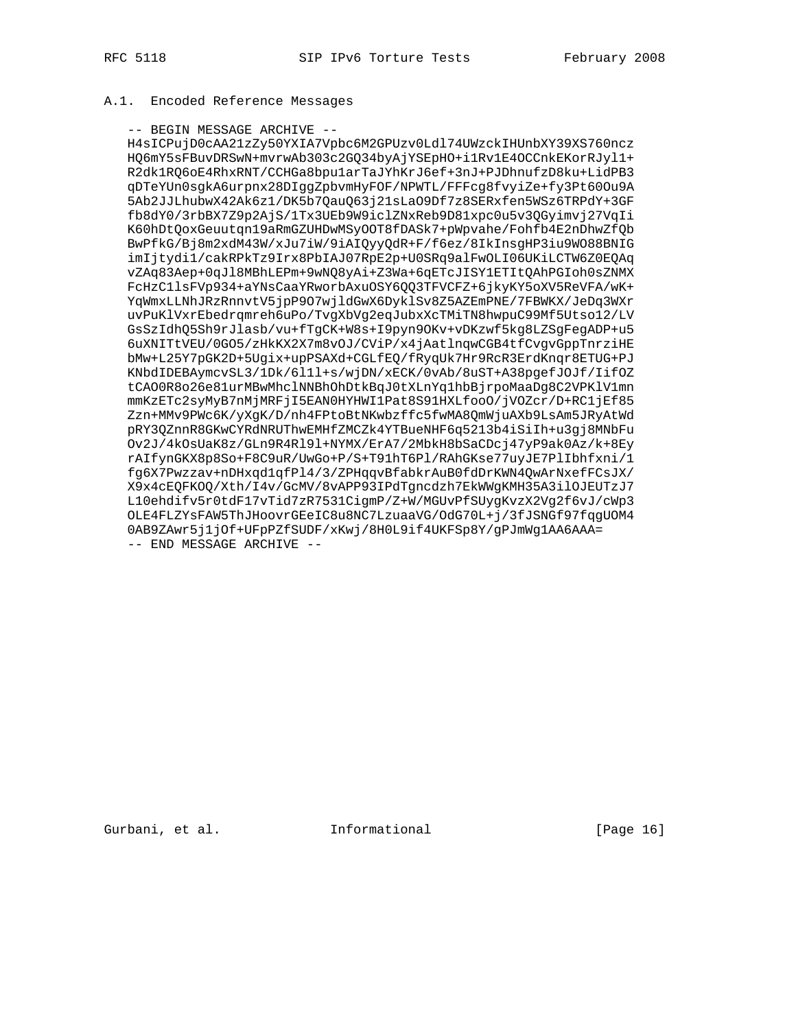## A.1. Encoded Reference Messages

```
-- BEGIN MESSAGE ARCHIVE --
H4sICPujD0cAA21zZy50YXIA7Vpbc6M2GPUzv0Ldl74UWzckIHUnbXY39XS760ncz
HQ6mY5sFBuvDRSwN+mvrwAb303c2GQ34byAjYSEpHO+i1Rv1E4OCCnkEKorRJyl1+
R2dk1RQ6oE4RhxRNT/CCHGa8bpu1arTaJYhKrJ6ef+3nJ+PJDhnufzD8ku+LidPB3
qDTeYUn0sgkA6urpnx28DIggZpbvmHyFOF/NPWTL/FFFcg8fvyiZe+fy3Pt60Ou9A
5Ab2JJLhubwX42Ak6z1/DK5b7QauQ63j21sLaO9Df7z8SERxfen5WSz6TRPdY+3GF
fb8dY0/3rbBX7Z9p2AjS/1Tx3UEb9W9iclZNxReb9D81xpc0u5v3QGyimvj27VqIi
K60hDtQoxGeuutqn19aRmGZUHDwMSyOOT8fDASk7+pWpvahe/Fohfb4E2nDhwZfQb
BwPfkG/Bj8m2xdM43W/xJu7iW/9iAIQyyQdR+F/f6ez/8IkInsgHP3iu9WO88BNIG
imIjtydi1/cakRPkTz9Irx8PbIAJ07RpE2p+U0SRq9alFwOLI06UKiLCTW6Z0EQAq
vZAq83Aep+0qJl8MBhLEPm+9wNQ8yAi+Z3Wa+6qETcJISY1ETItQAhPGIoh0sZNMX
FcHzC1lsFVp934+aYNsCaaYRworbAxuOSY6QQ3TFVCFZ+6jkyKY5oXV5ReVFA/wK+
YqWmxLLNhJRzRnnvtV5jpP9O7wjldGwX6DyklSv8Z5AZEmPNE/7FBWKX/JeDq3WXr
uvPuKlVxrEbedrqmreh6uPo/TvgXbVg2eqJubxXcTMiTN8hwpuC99Mf5Utso12/LV
GsSzIdhQ5Sh9rJlasb/vu+fTgCK+W8s+I9pyn9OKv+vDKzwf5kg8LZSgFegADP+u5
6uXNITtVEU/0GO5/zHkKX2X7m8vOJ/CViP/x4jAatlnqwCGB4tfCvgvGppTnrziHE
bMw+L25Y7pGK2D+5Ugix+upPSAXd+CGLfEQ/fRyqUk7Hr9RcR3ErdKnqr8ETUG+PJ
KNbdIDEBAymcvSL3/1Dk/6l1l+s/wjDN/xECK/0vAb/8uST+A38pgefJOJf/IifOZ
tCAO0R8o26e81urMBwMhclNNBhOhDtkBqJ0tXLnYq1hbBjrpoMaaDg8C2VPKlV1mn
mmKzETc2syMyB7nMjMRFjI5EAN0HYHWI1Pat8S91HXLfooO/jVOZcr/D+RC1jEf85
Zzn+MMv9PWc6K/yXgK/D/nh4FPtoBtNKwbzffc5fwMA8QmWjuAXb9LsAm5JRyAtWd
pRY3QZnnR8GKwCYRdNRUThwEMHfZMCZk4YTBueNHF6q5213b4iSiIh+u3gj8MNbFu
Ov2J/4kOsUaK8z/GLn9R4Rl9l+NYMX/ErA7/2MbkH8bSaCDcj47yP9ak0Az/k+8Ey
rAIfynGKX8p8So+F8C9uR/UwGo+P/S+T91hT6Pl/RAhGKse77uyJE7PlIbhfxni/1
fg6X7Pwzzav+nDHxqd1qfPl4/3/ZPHqqvBfabkrAuB0fdDrKWN4QwArNxefFCsJX/
X9x4cEQFKOQ/Xth/I4v/GcMV/8vAPP93IPdTgncdzh7EkWWgKMH35A3ilOJEUTzJ7
L10ehdifv5r0tdF17vTid7zR7531CigmP/Z+W/MGUvPfSUygKvzX2Vg2f6vJ/cWp3
OLE4FLZYsFAW5ThJHoovrGEeIC8u8NC7LzuaaVG/OdG70L+j/3fJSNGf97fqgUOM4
0AB9ZAwr5j1jOf+UFpPZfSUDF/xKwj/8H0L9if4UKFSp8Y/gPJmWg1AA6AAA=
-- END MESSAGE ARCHIVE --
```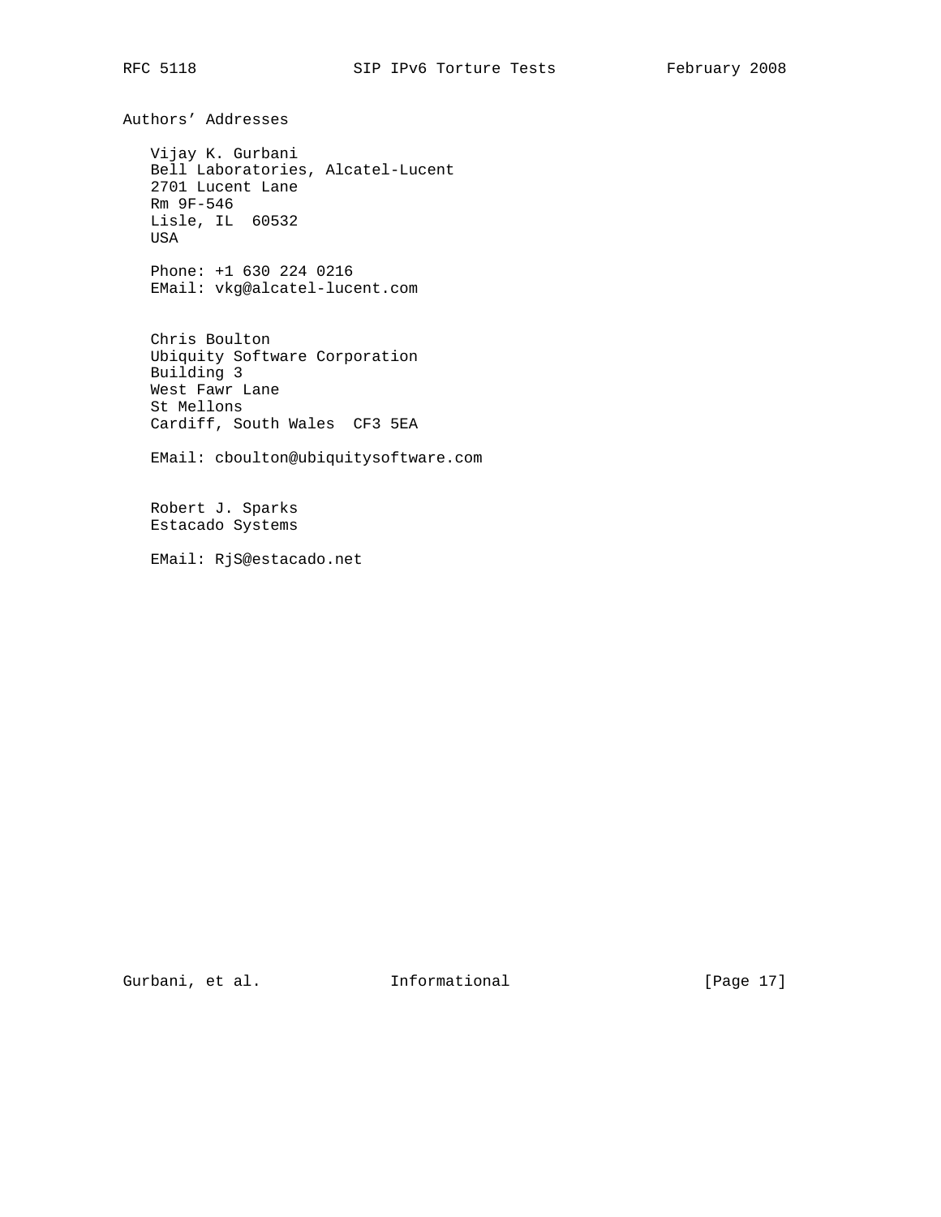## Authors' Addresses

Vijay K. Gurbani
Bell Laboratories, Alcatel-Lucent
2701 Lucent Lane
Rm 9F-546
Lisle, IL  60532
USA

Phone: +1 630 224 0216
EMail: vkg@alcatel-lucent.com

Chris Boulton
Ubiquity Software Corporation
Building 3
West Fawr Lane
St Mellons
Cardiff, South Wales  CF3 5EA

EMail: cboulton@ubiquitysoftware.com

Robert J. Sparks
Estacado Systems

EMail: RjS@estacado.net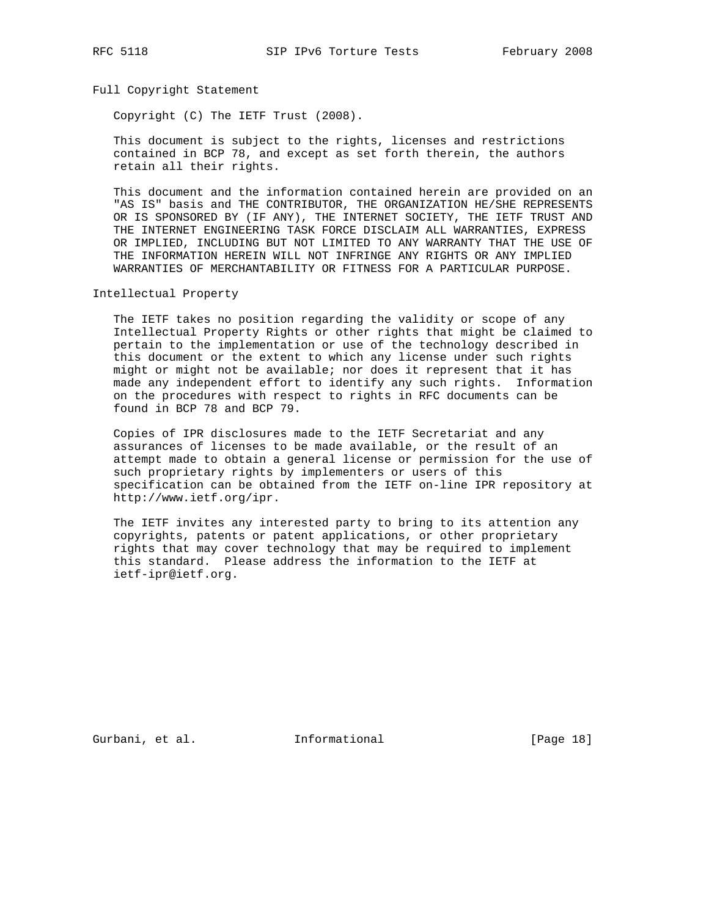## Full Copyright Statement

Copyright (C) The IETF Trust (2008).

This document is subject to the rights, licenses and restrictions contained in BCP 78, and except as set forth therein, the authors retain all their rights.

This document and the information contained herein are provided on an "AS IS" basis and THE CONTRIBUTOR, THE ORGANIZATION HE/SHE REPRESENTS OR IS SPONSORED BY (IF ANY), THE INTERNET SOCIETY, THE IETF TRUST AND THE INTERNET ENGINEERING TASK FORCE DISCLAIM ALL WARRANTIES, EXPRESS OR IMPLIED, INCLUDING BUT NOT LIMITED TO ANY WARRANTY THAT THE USE OF THE INFORMATION HEREIN WILL NOT INFRINGE ANY RIGHTS OR ANY IMPLIED WARRANTIES OF MERCHANTABILITY OR FITNESS FOR A PARTICULAR PURPOSE.

## Intellectual Property

The IETF takes no position regarding the validity or scope of any Intellectual Property Rights or other rights that might be claimed to pertain to the implementation or use of the technology described in this document or the extent to which any license under such rights might or might not be available; nor does it represent that it has made any independent effort to identify any such rights. Information on the procedures with respect to rights in RFC documents can be found in BCP 78 and BCP 79.

Copies of IPR disclosures made to the IETF Secretariat and any assurances of licenses to be made available, or the result of an attempt made to obtain a general license or permission for the use of such proprietary rights by implementers or users of this specification can be obtained from the IETF on-line IPR repository at http://www.ietf.org/ipr.

The IETF invites any interested party to bring to its attention any copyrights, patents or patent applications, or other proprietary rights that may cover technology that may be required to implement this standard. Please address the information to the IETF at ietf-ipr@ietf.org.